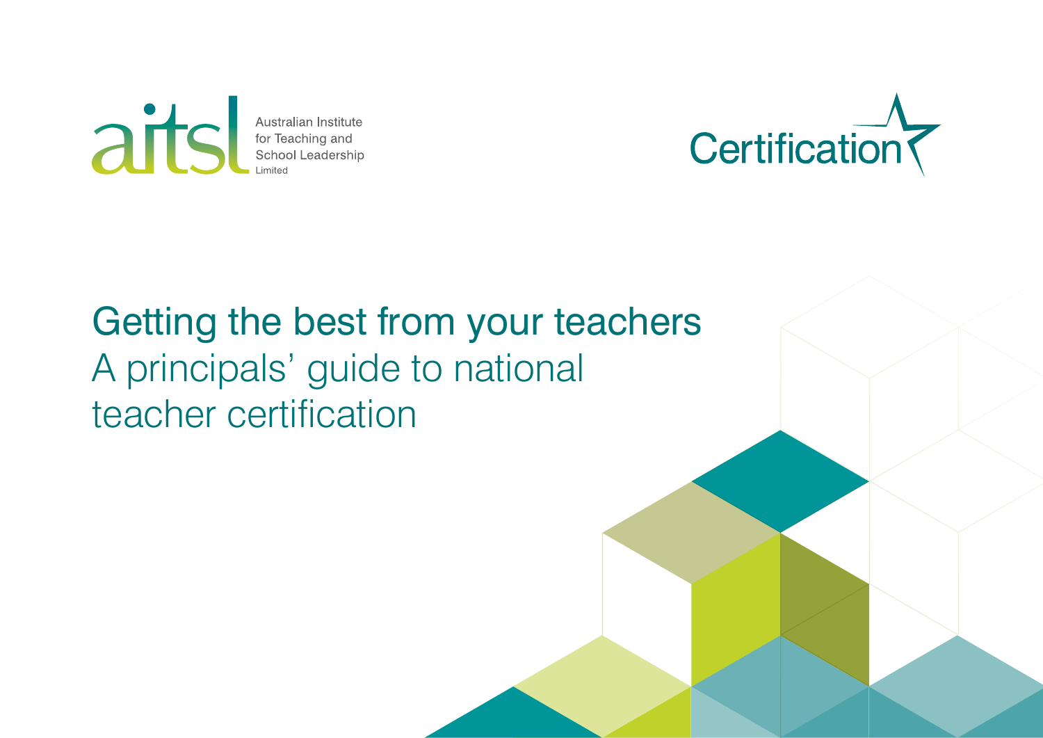aitsl Australian Institute for Teaching and School Leadership Limited

Certification

# Getting the best from your teachers

## A principals' guide to national teacher certification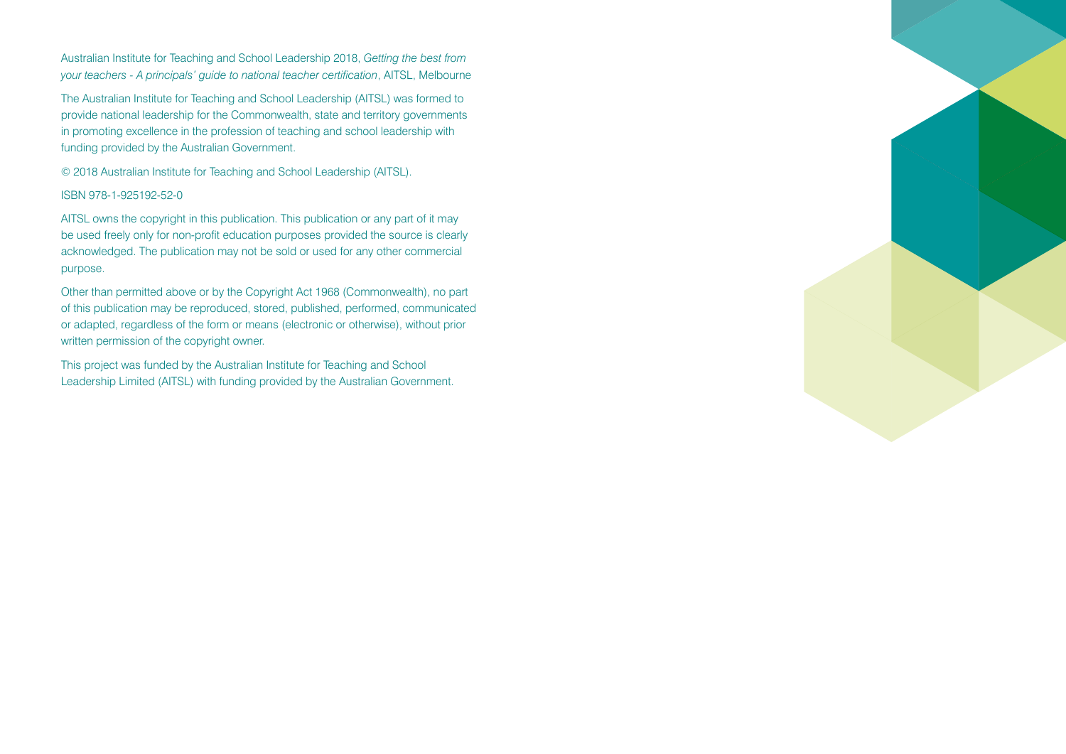Australian Institute for Teaching and School Leadership 2018, *Getting the best from your teachers - A principals' guide to national teacher certification*, AITSL, Melbourne

The Australian Institute for Teaching and School Leadership (AITSL) was formed to provide national leadership for the Commonwealth, state and territory governments in promoting excellence in the profession of teaching and school leadership with funding provided by the Australian Government.

© 2018 Australian Institute for Teaching and School Leadership (AITSL).

ISBN 978-1-925192-52-0

AITSL owns the copyright in this publication. This publication or any part of it may be used freely only for non-profit education purposes provided the source is clearly acknowledged. The publication may not be sold or used for any other commercial purpose.

Other than permitted above or by the Copyright Act 1968 (Commonwealth), no part of this publication may be reproduced, stored, published, performed, communicated or adapted, regardless of the form or means (electronic or otherwise), without prior written permission of the copyright owner.

This project was funded by the Australian Institute for Teaching and School Leadership Limited (AITSL) with funding provided by the Australian Government.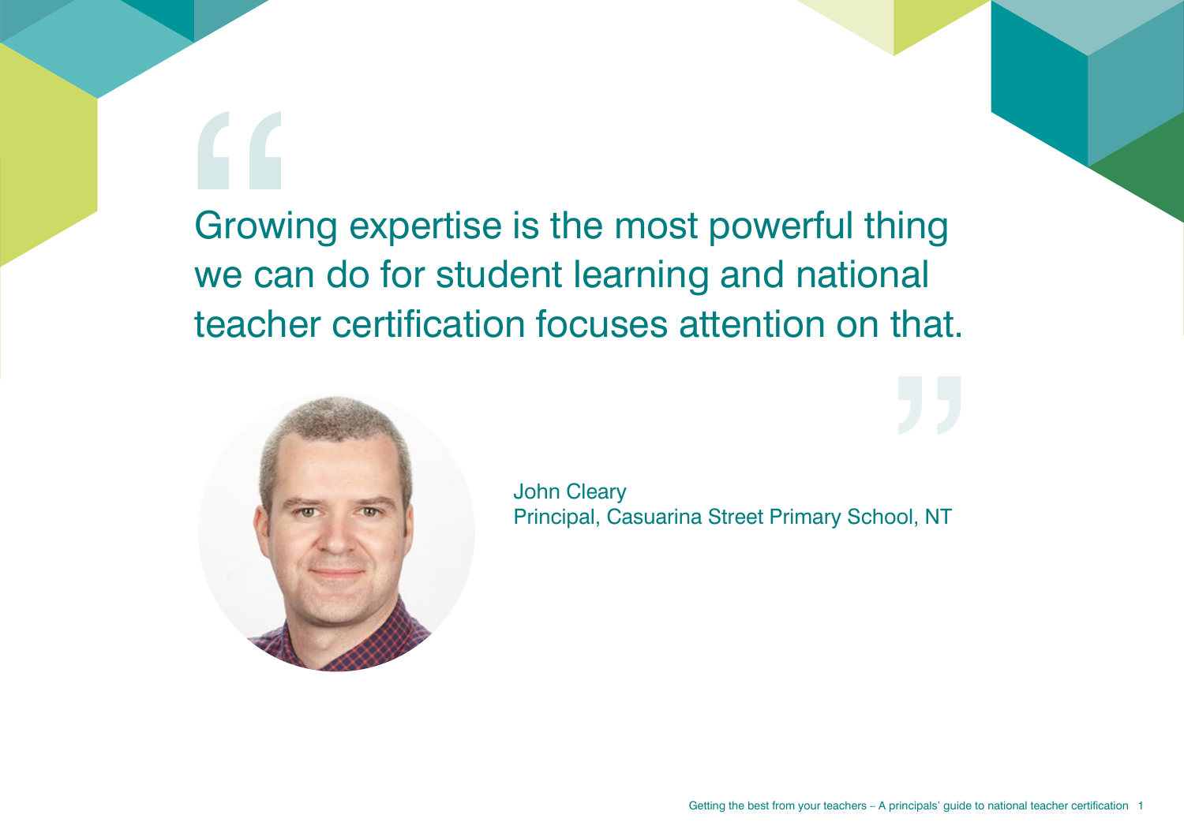> Growing expertise is the most powerful thing we can do for student learning and national teacher certification focuses attention on that.

John Cleary
Principal, Casuarina Street Primary School, NT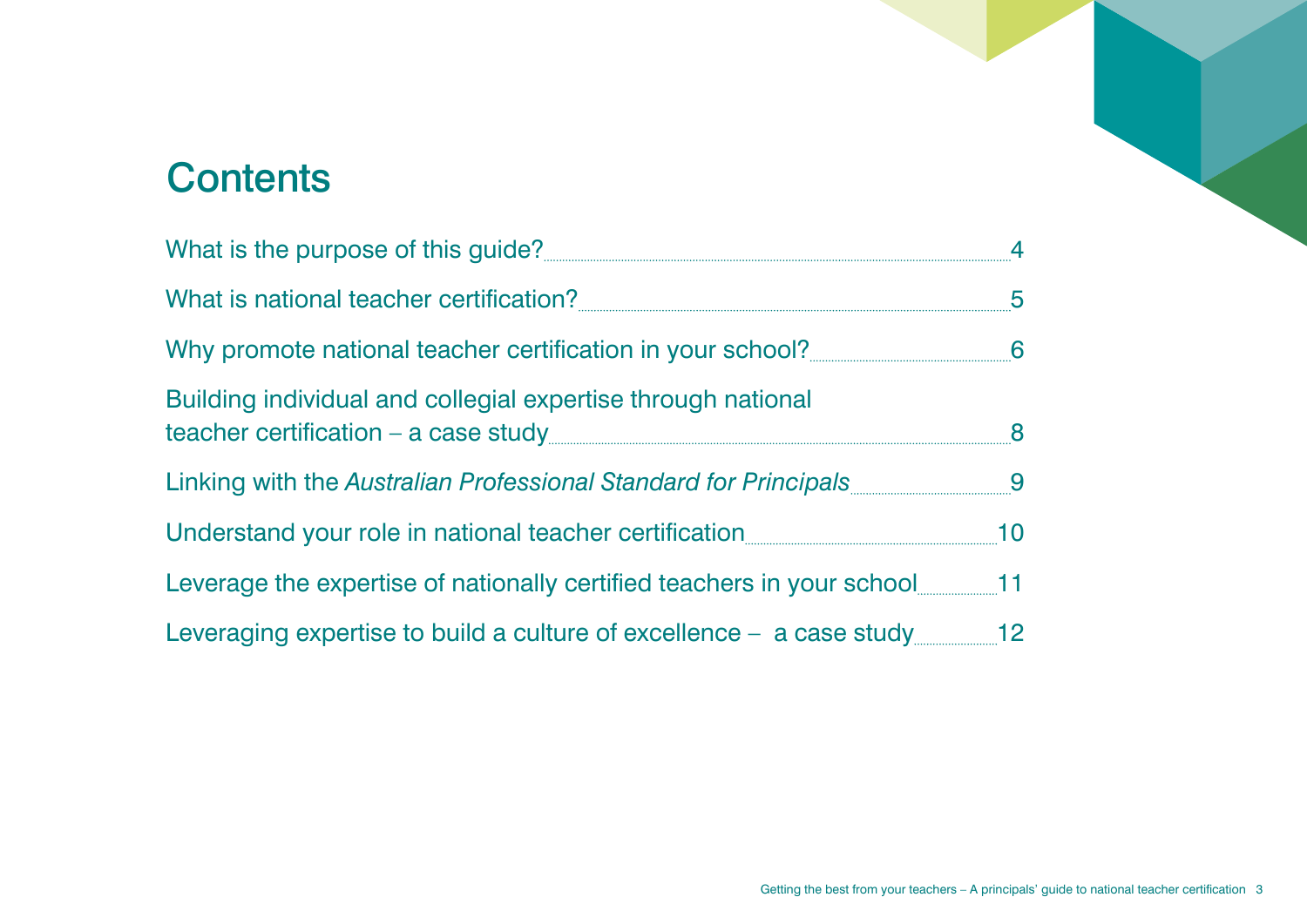# Contents

| | |
|---|---|
| What is the purpose of this guide? | 4 |
| What is national teacher certification? | 5 |
| Why promote national teacher certification in your school? | 6 |
| Building individual and collegial expertise through national teacher certification – a case study | 8 |
| Linking with the *Australian Professional Standard for Principals* | 9 |
| Understand your role in national teacher certification | 10 |
| Leverage the expertise of nationally certified teachers in your school | 11 |
| Leveraging expertise to build a culture of excellence – a case study | 12 |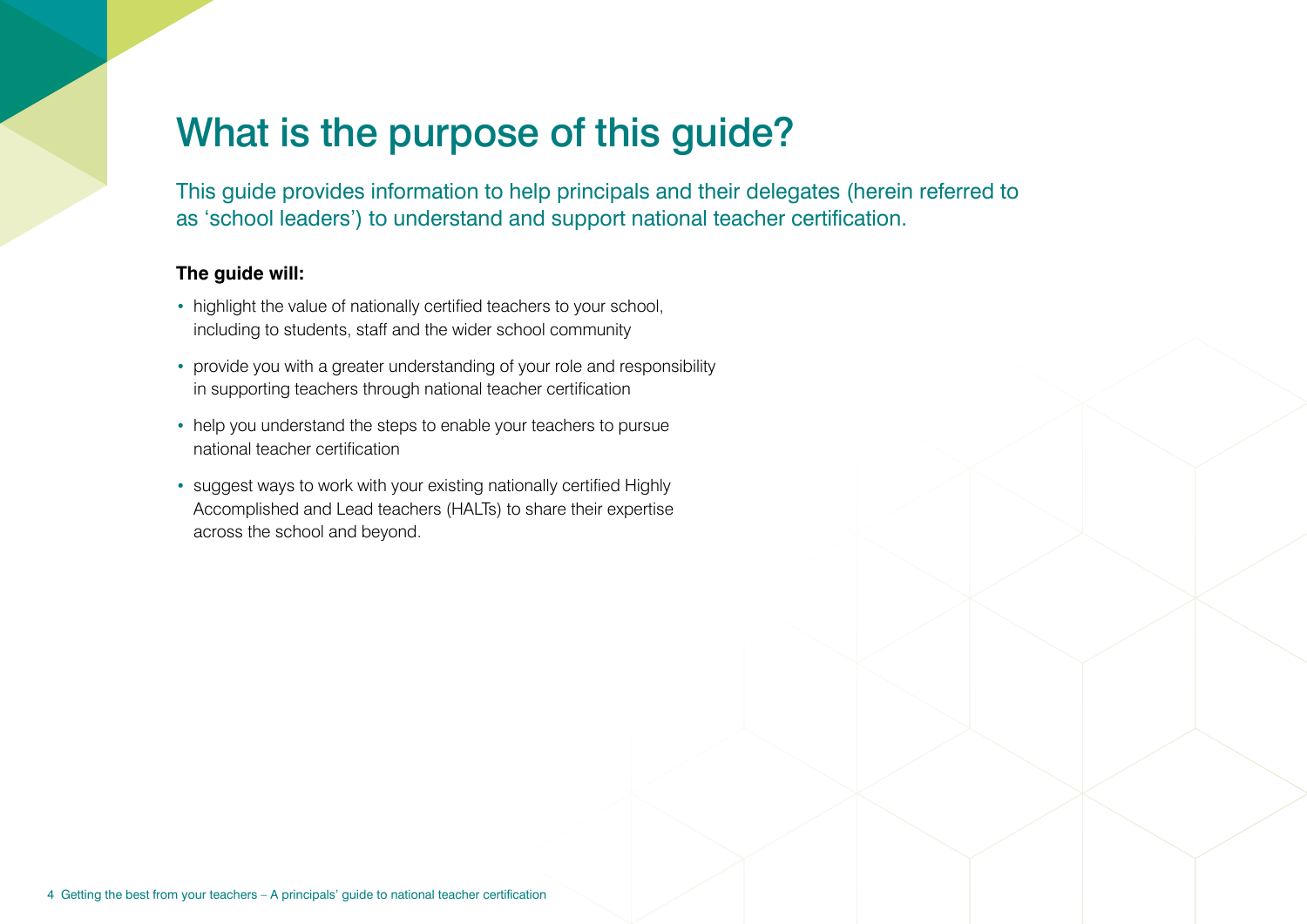# What is the purpose of this guide?

This guide provides information to help principals and their delegates (herein referred to as 'school leaders') to understand and support national teacher certification.

**The guide will:**

- highlight the value of nationally certified teachers to your school, including to students, staff and the wider school community
- provide you with a greater understanding of your role and responsibility in supporting teachers through national teacher certification
- help you understand the steps to enable your teachers to pursue national teacher certification
- suggest ways to work with your existing nationally certified Highly Accomplished and Lead teachers (HALTs) to share their expertise across the school and beyond.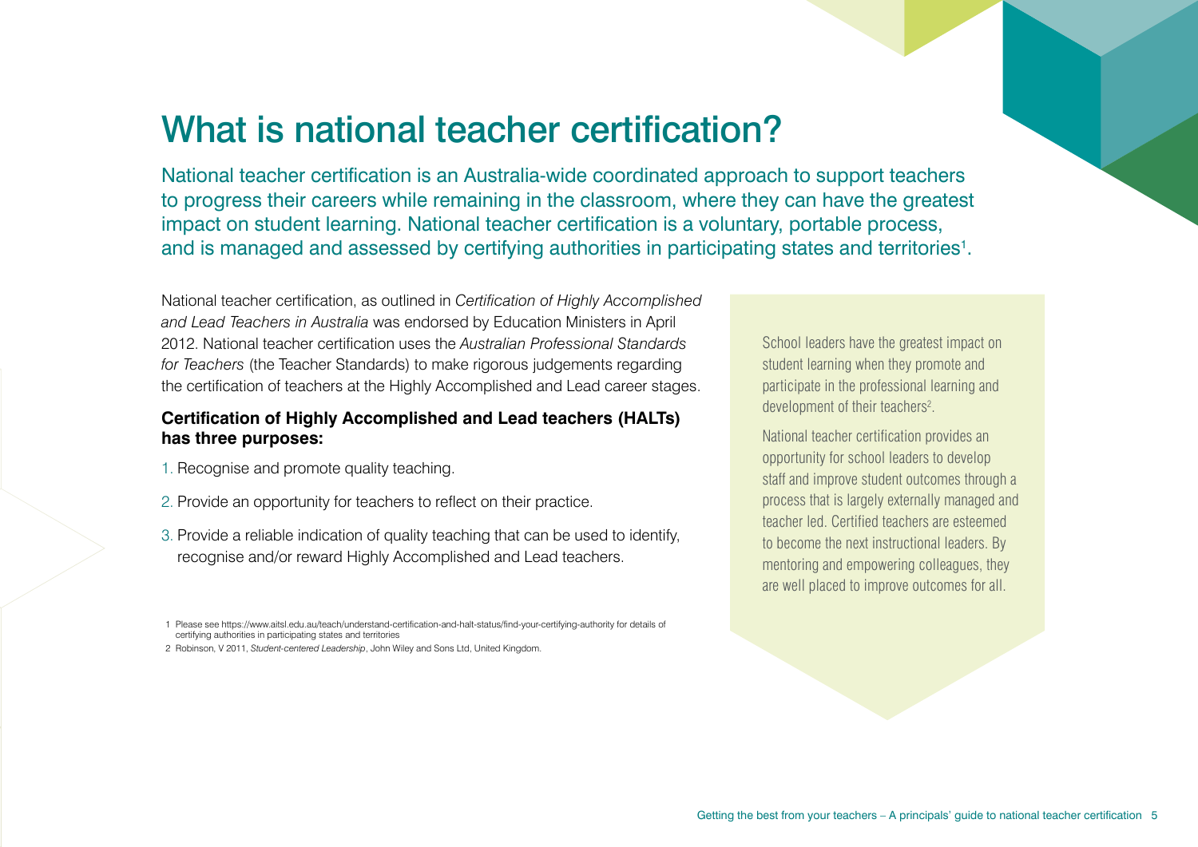# What is national teacher certification?

National teacher certification is an Australia-wide coordinated approach to support teachers to progress their careers while remaining in the classroom, where they can have the greatest impact on student learning. National teacher certification is a voluntary, portable process, and is managed and assessed by certifying authorities in participating states and territories[1].

National teacher certification, as outlined in *Certification of Highly Accomplished and Lead Teachers in Australia* was endorsed by Education Ministers in April 2012. National teacher certification uses the *Australian Professional Standards for Teachers* (the Teacher Standards) to make rigorous judgements regarding the certification of teachers at the Highly Accomplished and Lead career stages.

**Certification of Highly Accomplished and Lead teachers (HALTs) has three purposes:**

1. Recognise and promote quality teaching.
2. Provide an opportunity for teachers to reflect on their practice.
3. Provide a reliable indication of quality teaching that can be used to identify, recognise and/or reward Highly Accomplished and Lead teachers.

School leaders have the greatest impact on student learning when they promote and participate in the professional learning and development of their teachers[2].

National teacher certification provides an opportunity for school leaders to develop staff and improve student outcomes through a process that is largely externally managed and teacher led. Certified teachers are esteemed to become the next instructional leaders. By mentoring and empowering colleagues, they are well placed to improve outcomes for all.

1 Please see https://www.aitsl.edu.au/teach/understand-certification-and-halt-status/find-your-certifying-authority for details of certifying authorities in participating states and territories

2 Robinson, V 2011, *Student-centered Leadership*, John Wiley and Sons Ltd, United Kingdom.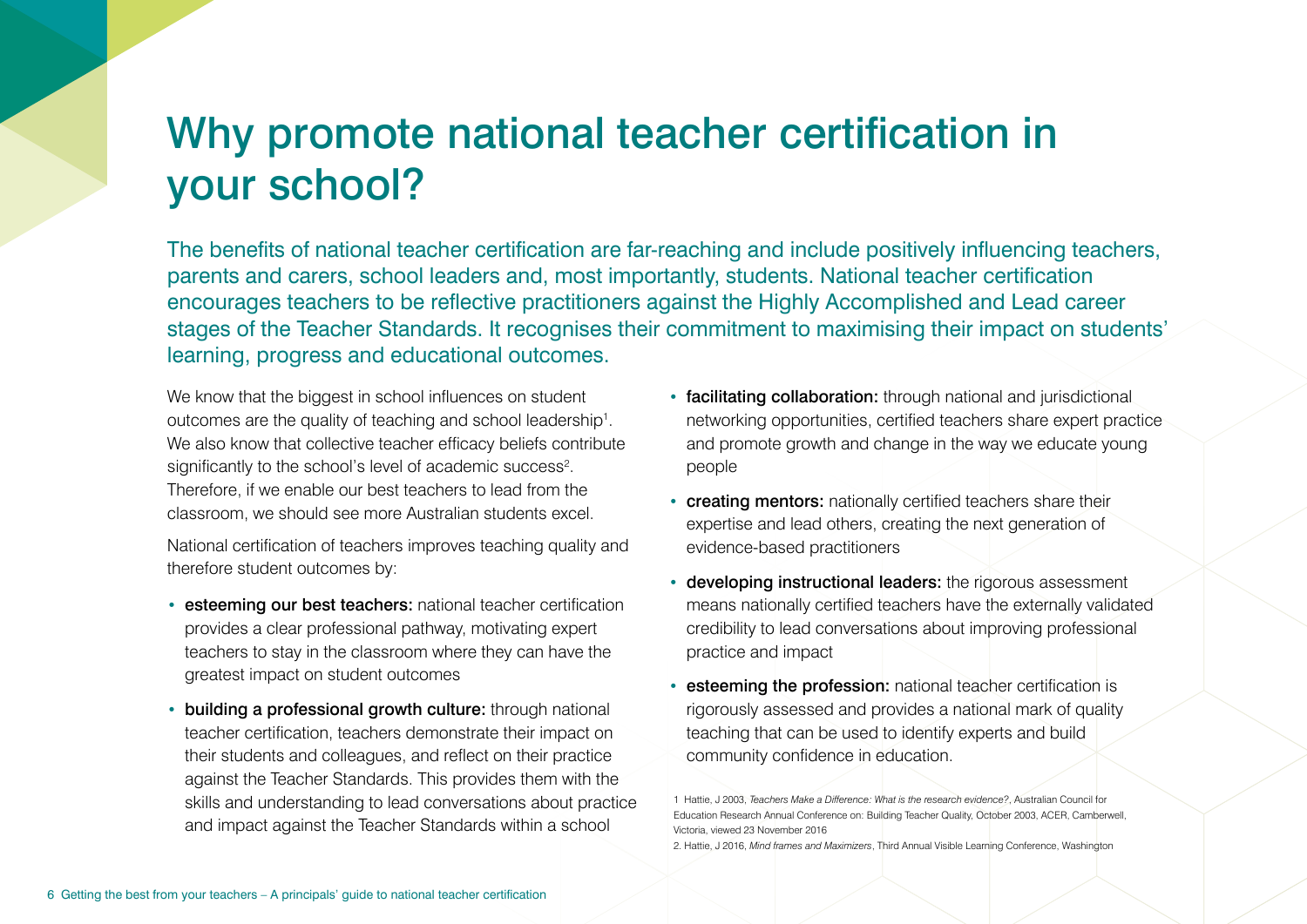# Why promote national teacher certification in your school?

The benefits of national teacher certification are far-reaching and include positively influencing teachers, parents and carers, school leaders and, most importantly, students. National teacher certification encourages teachers to be reflective practitioners against the Highly Accomplished and Lead career stages of the Teacher Standards. It recognises their commitment to maximising their impact on students' learning, progress and educational outcomes.

We know that the biggest in school influences on student outcomes are the quality of teaching and school leadership[1]. We also know that collective teacher efficacy beliefs contribute significantly to the school's level of academic success[2]. Therefore, if we enable our best teachers to lead from the classroom, we should see more Australian students excel.

National certification of teachers improves teaching quality and therefore student outcomes by:

- **esteeming our best teachers:** national teacher certification provides a clear professional pathway, motivating expert teachers to stay in the classroom where they can have the greatest impact on student outcomes
- **building a professional growth culture:** through national teacher certification, teachers demonstrate their impact on their students and colleagues, and reflect on their practice against the Teacher Standards. This provides them with the skills and understanding to lead conversations about practice and impact against the Teacher Standards within a school
- **facilitating collaboration:** through national and jurisdictional networking opportunities, certified teachers share expert practice and promote growth and change in the way we educate young people
- **creating mentors:** nationally certified teachers share their expertise and lead others, creating the next generation of evidence-based practitioners
- **developing instructional leaders:** the rigorous assessment means nationally certified teachers have the externally validated credibility to lead conversations about improving professional practice and impact
- **esteeming the profession:** national teacher certification is rigorously assessed and provides a national mark of quality teaching that can be used to identify experts and build community confidence in education.

1 Hattie, J 2003, *Teachers Make a Difference: What is the research evidence?*, Australian Council for Education Research Annual Conference on: Building Teacher Quality, October 2003, ACER, Camberwell, Victoria, viewed 23 November 2016

2. Hattie, J 2016, *Mind frames and Maximizers*, Third Annual Visible Learning Conference, Washington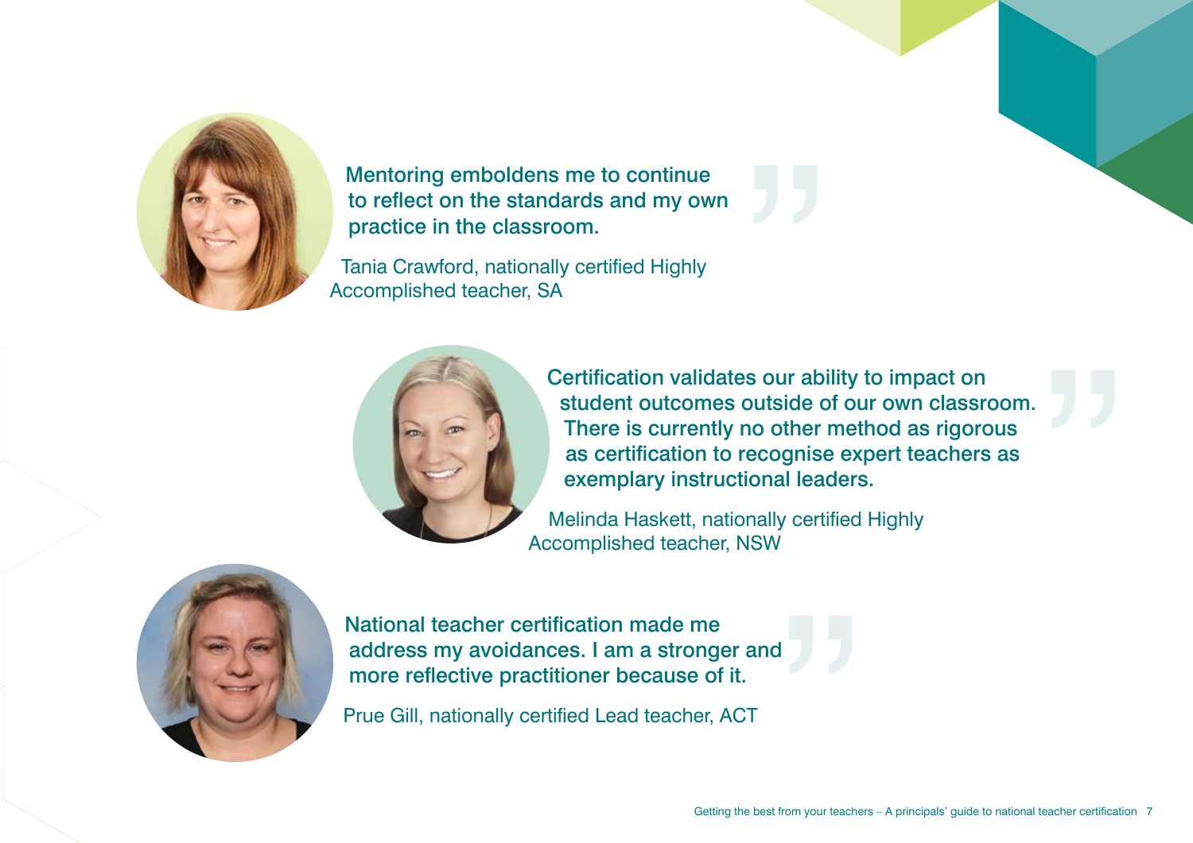> Mentoring emboldens me to continue to reflect on the standards and my own practice in the classroom.

Tania Crawford, nationally certified Highly Accomplished teacher, SA

> Certification validates our ability to impact on student outcomes outside of our own classroom. There is currently no other method as rigorous as certification to recognise expert teachers as exemplary instructional leaders.

Melinda Haskett, nationally certified Highly Accomplished teacher, NSW

> National teacher certification made me address my avoidances. I am a stronger and more reflective practitioner because of it.

Prue Gill, nationally certified Lead teacher, ACT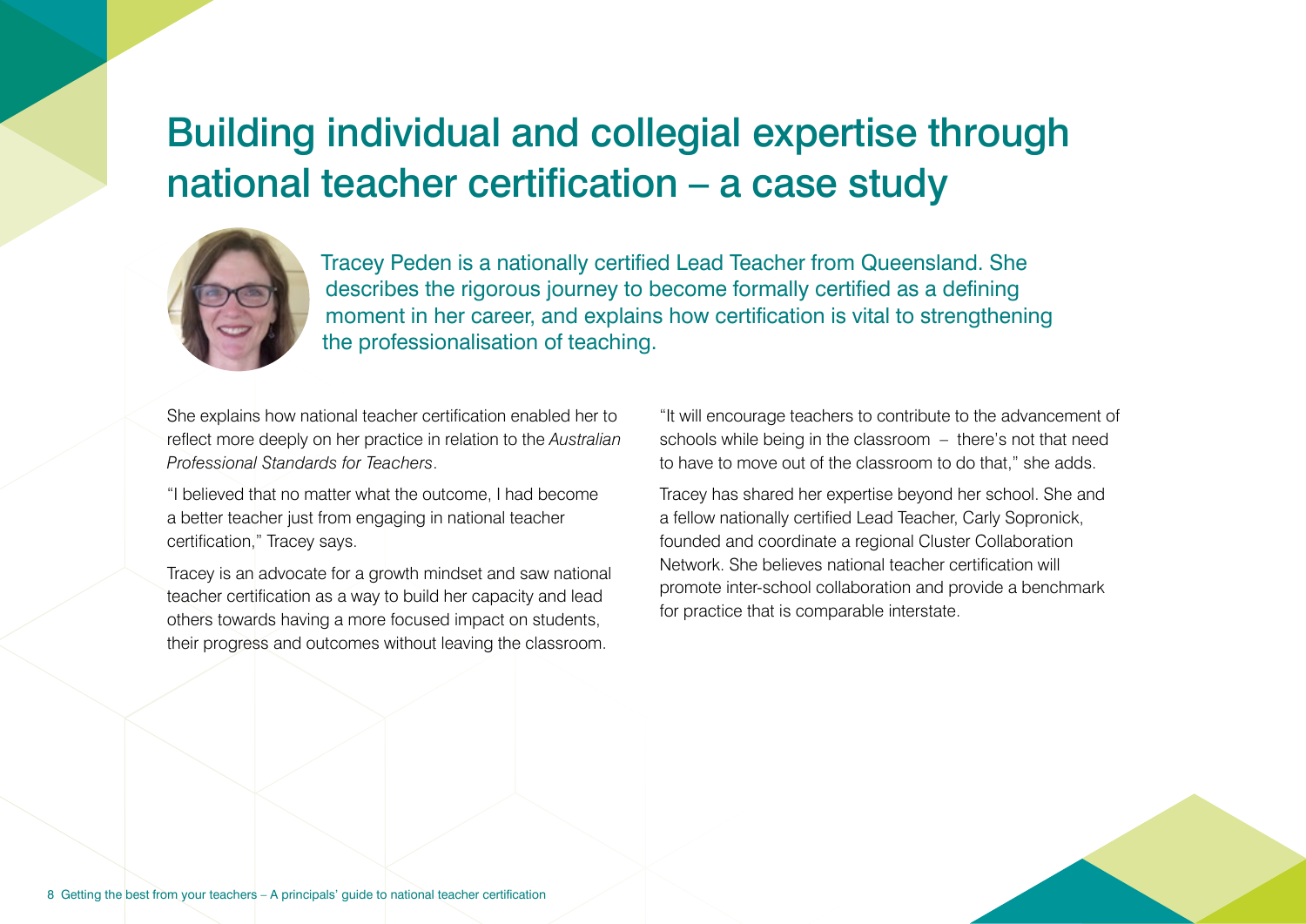# Building individual and collegial expertise through national teacher certification – a case study

Tracey Peden is a nationally certified Lead Teacher from Queensland. She describes the rigorous journey to become formally certified as a defining moment in her career, and explains how certification is vital to strengthening the professionalisation of teaching.

She explains how national teacher certification enabled her to reflect more deeply on her practice in relation to the *Australian Professional Standards for Teachers*.

"I believed that no matter what the outcome, I had become a better teacher just from engaging in national teacher certification," Tracey says.

Tracey is an advocate for a growth mindset and saw national teacher certification as a way to build her capacity and lead others towards having a more focused impact on students, their progress and outcomes without leaving the classroom.

"It will encourage teachers to contribute to the advancement of schools while being in the classroom – there's not that need to have to move out of the classroom to do that," she adds.

Tracey has shared her expertise beyond her school. She and a fellow nationally certified Lead Teacher, Carly Sopronick, founded and coordinate a regional Cluster Collaboration Network. She believes national teacher certification will promote inter-school collaboration and provide a benchmark for practice that is comparable interstate.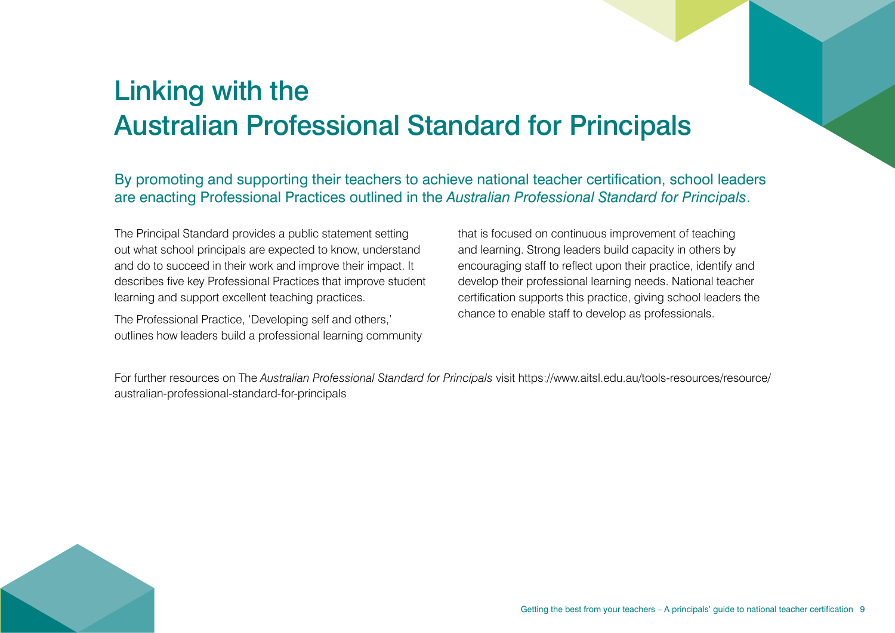# Linking with the Australian Professional Standard for Principals

By promoting and supporting their teachers to achieve national teacher certification, school leaders are enacting Professional Practices outlined in the *Australian Professional Standard for Principals*.

The Principal Standard provides a public statement setting out what school principals are expected to know, understand and do to succeed in their work and improve their impact. It describes five key Professional Practices that improve student learning and support excellent teaching practices.

The Professional Practice, 'Developing self and others,' outlines how leaders build a professional learning community that is focused on continuous improvement of teaching and learning. Strong leaders build capacity in others by encouraging staff to reflect upon their practice, identify and develop their professional learning needs. National teacher certification supports this practice, giving school leaders the chance to enable staff to develop as professionals.

For further resources on The *Australian Professional Standard for Principals* visit https://www.aitsl.edu.au/tools-resources/resource/australian-professional-standard-for-principals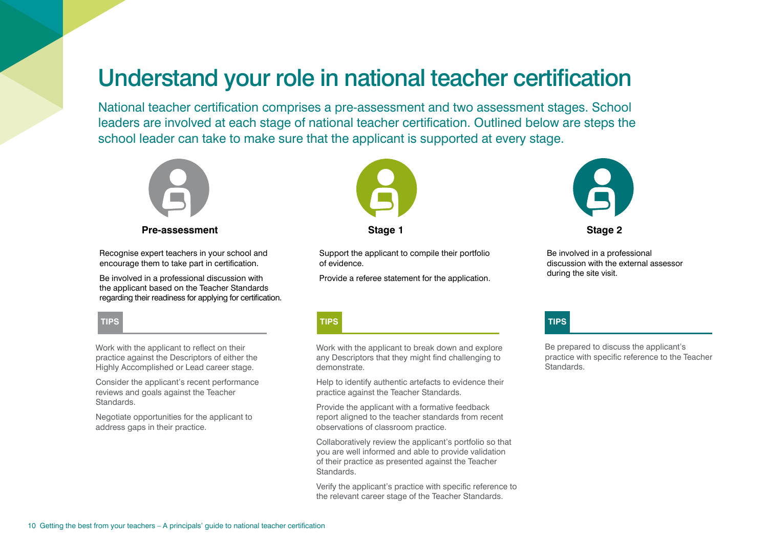# Understand your role in national teacher certification

National teacher certification comprises a pre-assessment and two assessment stages. School leaders are involved at each stage of national teacher certification. Outlined below are steps the school leader can take to make sure that the applicant is supported at every stage.

## Pre-assessment

Recognise expert teachers in your school and encourage them to take part in certification.

Be involved in a professional discussion with the applicant based on the Teacher Standards regarding their readiness for applying for certification.

### TIPS

Work with the applicant to reflect on their practice against the Descriptors of either the Highly Accomplished or Lead career stage.

Consider the applicant's recent performance reviews and goals against the Teacher Standards.

Negotiate opportunities for the applicant to address gaps in their practice.

## Stage 1

Support the applicant to compile their portfolio of evidence.

Provide a referee statement for the application.

### TIPS

Work with the applicant to break down and explore any Descriptors that they might find challenging to demonstrate.

Help to identify authentic artefacts to evidence their practice against the Teacher Standards.

Provide the applicant with a formative feedback report aligned to the teacher standards from recent observations of classroom practice.

Collaboratively review the applicant's portfolio so that you are well informed and able to provide validation of their practice as presented against the Teacher Standards.

Verify the applicant's practice with specific reference to the relevant career stage of the Teacher Standards.

## Stage 2

Be involved in a professional discussion with the external assessor during the site visit.

### TIPS

Be prepared to discuss the applicant's practice with specific reference to the Teacher Standards.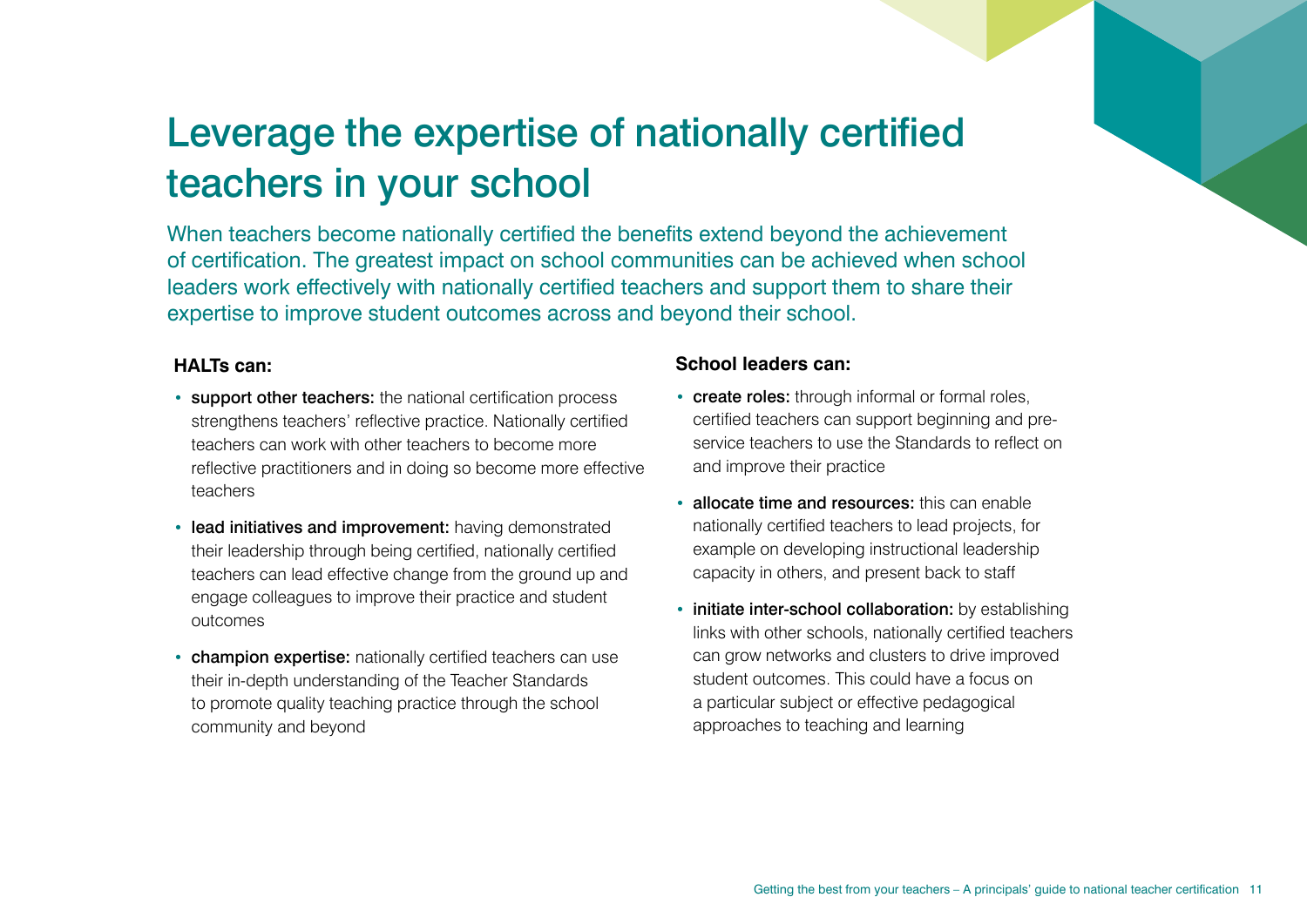# Leverage the expertise of nationally certified teachers in your school

When teachers become nationally certified the benefits extend beyond the achievement of certification. The greatest impact on school communities can be achieved when school leaders work effectively with nationally certified teachers and support them to share their expertise to improve student outcomes across and beyond their school.

**HALTs can:**

- **support other teachers:** the national certification process strengthens teachers' reflective practice. Nationally certified teachers can work with other teachers to become more reflective practitioners and in doing so become more effective teachers
- **lead initiatives and improvement:** having demonstrated their leadership through being certified, nationally certified teachers can lead effective change from the ground up and engage colleagues to improve their practice and student outcomes
- **champion expertise:** nationally certified teachers can use their in-depth understanding of the Teacher Standards to promote quality teaching practice through the school community and beyond

**School leaders can:**

- **create roles:** through informal or formal roles, certified teachers can support beginning and pre-service teachers to use the Standards to reflect on and improve their practice
- **allocate time and resources:** this can enable nationally certified teachers to lead projects, for example on developing instructional leadership capacity in others, and present back to staff
- **initiate inter-school collaboration:** by establishing links with other schools, nationally certified teachers can grow networks and clusters to drive improved student outcomes. This could have a focus on a particular subject or effective pedagogical approaches to teaching and learning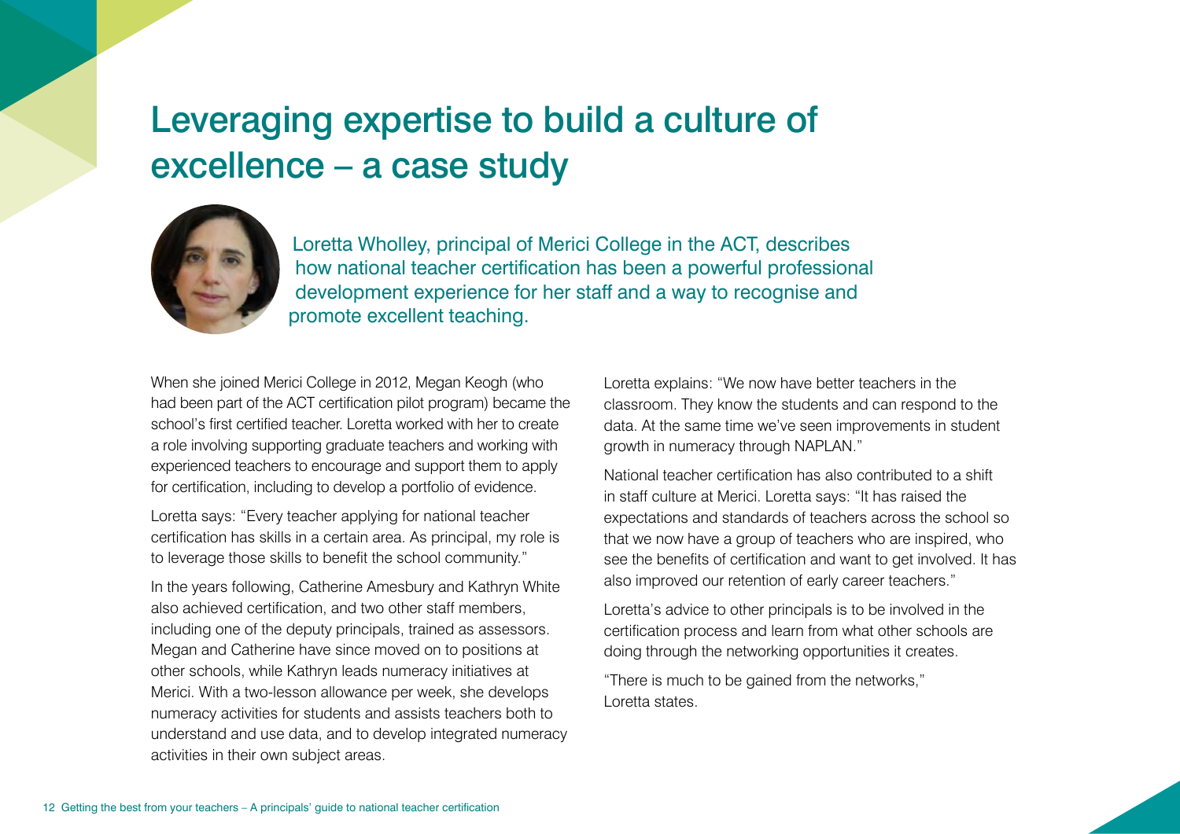# Leveraging expertise to build a culture of excellence – a case study

Loretta Wholley, principal of Merici College in the ACT, describes how national teacher certification has been a powerful professional development experience for her staff and a way to recognise and promote excellent teaching.

When she joined Merici College in 2012, Megan Keogh (who had been part of the ACT certification pilot program) became the school's first certified teacher. Loretta worked with her to create a role involving supporting graduate teachers and working with experienced teachers to encourage and support them to apply for certification, including to develop a portfolio of evidence.

Loretta says: "Every teacher applying for national teacher certification has skills in a certain area. As principal, my role is to leverage those skills to benefit the school community."

In the years following, Catherine Amesbury and Kathryn White also achieved certification, and two other staff members, including one of the deputy principals, trained as assessors. Megan and Catherine have since moved on to positions at other schools, while Kathryn leads numeracy initiatives at Merici. With a two-lesson allowance per week, she develops numeracy activities for students and assists teachers both to understand and use data, and to develop integrated numeracy activities in their own subject areas.

Loretta explains: "We now have better teachers in the classroom. They know the students and can respond to the data. At the same time we've seen improvements in student growth in numeracy through NAPLAN."

National teacher certification has also contributed to a shift in staff culture at Merici. Loretta says: "It has raised the expectations and standards of teachers across the school so that we now have a group of teachers who are inspired, who see the benefits of certification and want to get involved. It has also improved our retention of early career teachers."

Loretta's advice to other principals is to be involved in the certification process and learn from what other schools are doing through the networking opportunities it creates.

"There is much to be gained from the networks," Loretta states.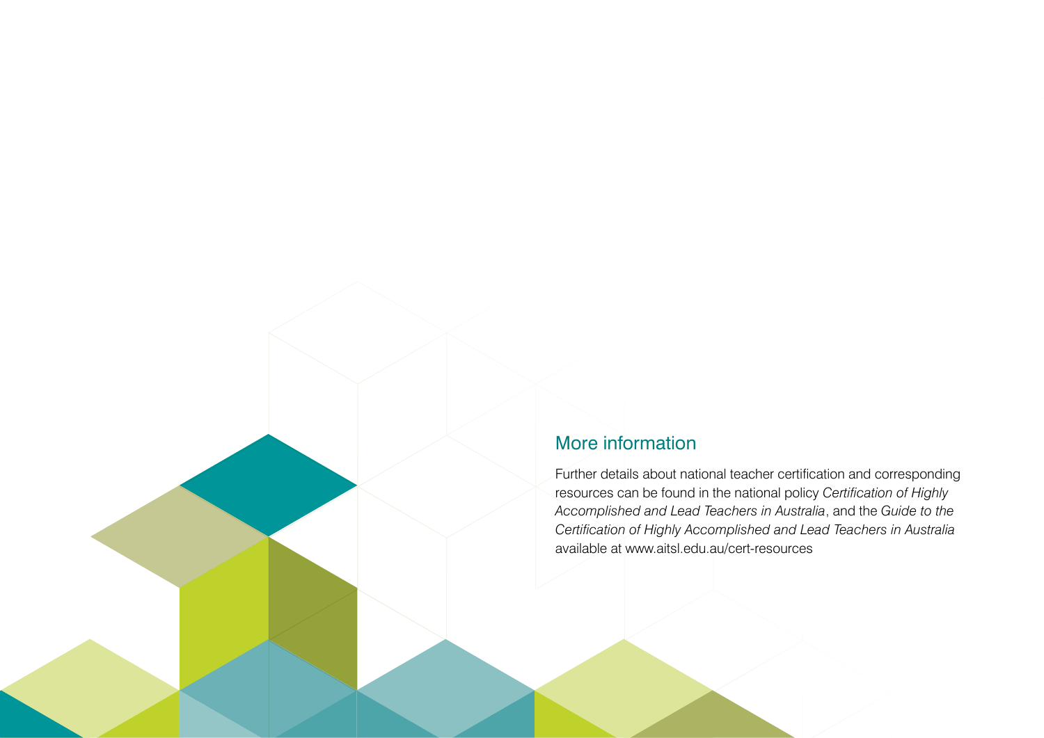## More information

Further details about national teacher certification and corresponding resources can be found in the national policy *Certification of Highly Accomplished and Lead Teachers in Australia*, and the *Guide to the Certification of Highly Accomplished and Lead Teachers in Australia* available at www.aitsl.edu.au/cert-resources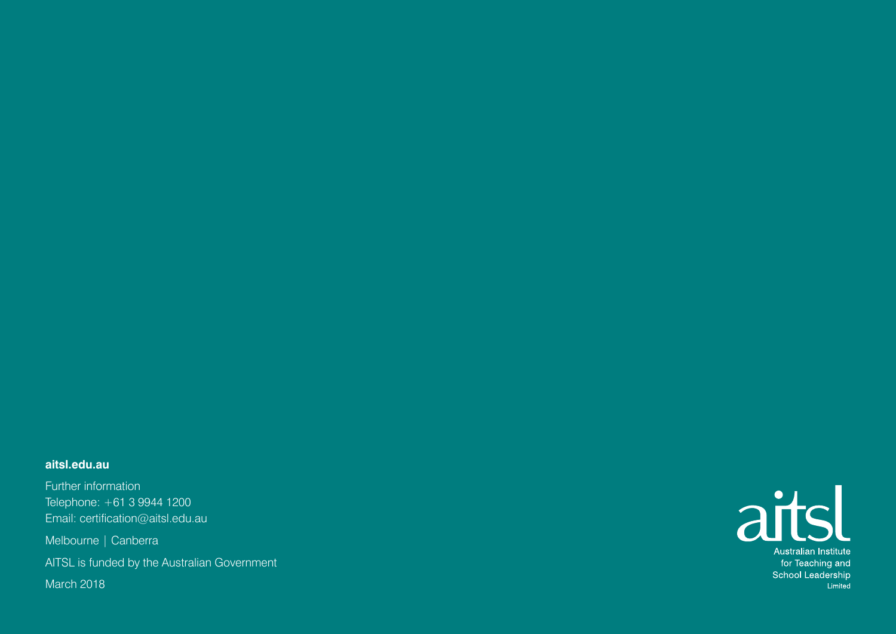**aitsl.edu.au**

Further information
Telephone: +61 3 9944 1200
Email: certification@aitsl.edu.au

Melbourne | Canberra

AITSL is funded by the Australian Government

March 2018

aitsl
Australian Institute
for Teaching and
School Leadership
Limited